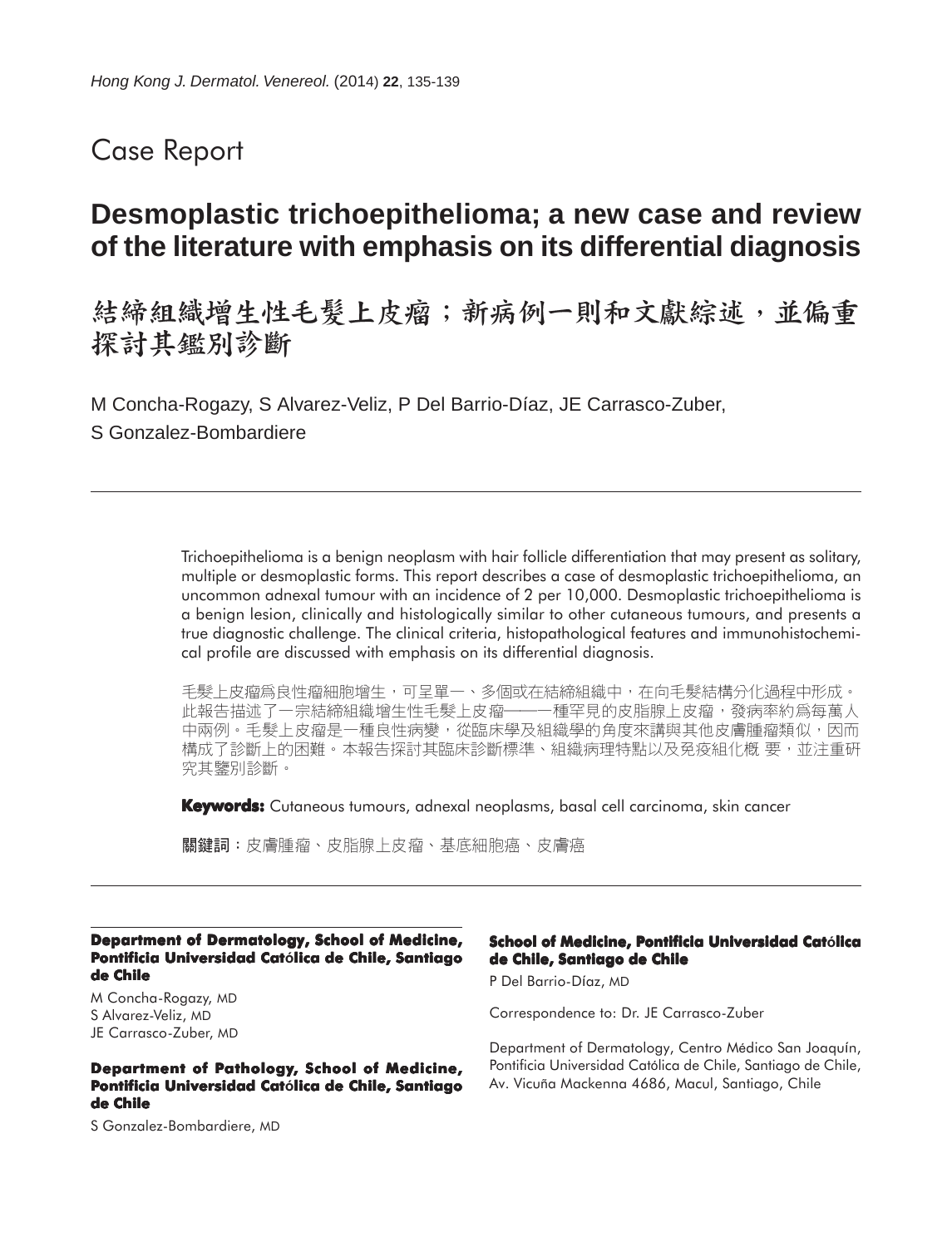## Case Report

# Desmoplastic trichoepithelioma; a new case and review of the literature with emphasis on its differential diagnosis

# 結締組織增生性毛髮上皮瘤；新病例一則和文獻綜述，並偏重探討其鑑別診斷

M Concha-Rogazy, S Alvarez-Veliz, P Del Barrio-Díaz, JE Carrasco-Zuber, S Gonzalez-Bombardiere

Trichoepithelioma is a benign neoplasm with hair follicle differentiation that may present as solitary, multiple or desmoplastic forms. This report describes a case of desmoplastic trichoepithelioma, an uncommon adnexal tumour with an incidence of 2 per 10,000. Desmoplastic trichoepithelioma is a benign lesion, clinically and histologically similar to other cutaneous tumours, and presents a true diagnostic challenge. The clinical criteria, histopathological features and immunohistochemical profile are discussed with emphasis on its differential diagnosis.

毛髮上皮瘤爲良性瘤細胞增生，可呈單一、多個或在結締組織中，在向毛髮結構分化過程中形成。此報告描述了一宗結締組織增生性毛髮上皮瘤——一種罕見的皮脂腺上皮瘤，發病率約爲每萬人中兩例。毛髮上皮瘤是一種良性病變，從臨床學及組織學的角度來講與其他皮膚腫瘤類似，因而構成了診斷上的困難。本報告探討其臨床診斷標準、組織病理特點以及免疫組化概 要，並注重研究其鑒別診斷。

**Keywords:** Cutaneous tumours, adnexal neoplasms, basal cell carcinoma, skin cancer

**關鍵詞**：皮膚腫瘤、皮脂腺上皮瘤、基底細胞癌、皮膚癌

**Department of Dermatology, School of Medicine, Pontificia Universidad Católica de Chile, Santiago de Chile**

M Concha-Rogazy, MD
S Alvarez-Veliz, MD
JE Carrasco-Zuber, MD

**Department of Pathology, School of Medicine, Pontificia Universidad Católica de Chile, Santiago de Chile**

S Gonzalez-Bombardiere, MD

**School of Medicine, Pontificia Universidad Católica de Chile, Santiago de Chile**

P Del Barrio-Díaz, MD

Correspondence to: Dr. JE Carrasco-Zuber

Department of Dermatology, Centro Médico San Joaquín, Pontificia Universidad Católica de Chile, Santiago de Chile, Av. Vicuña Mackenna 4686, Macul, Santiago, Chile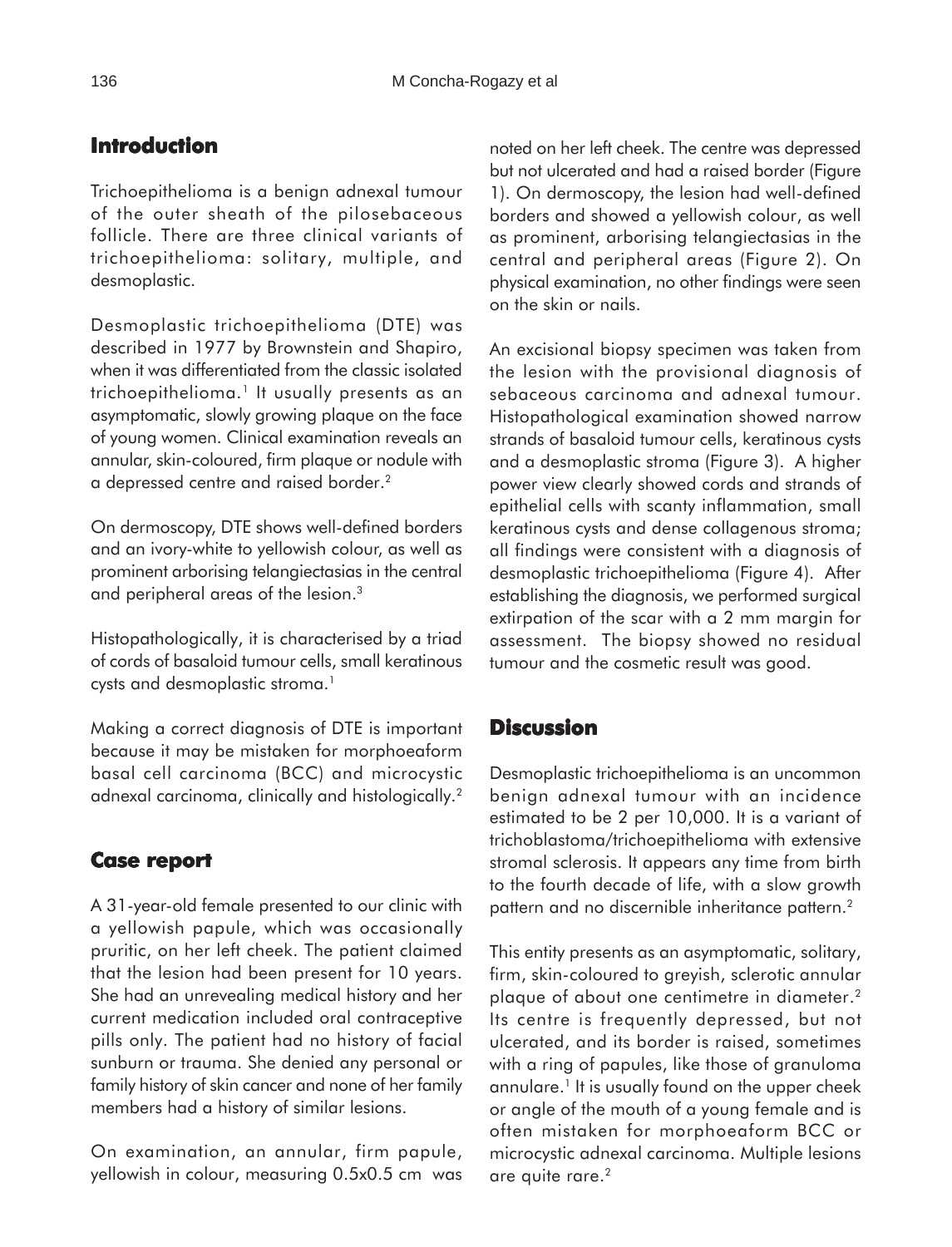## Introduction

Trichoepithelioma is a benign adnexal tumour of the outer sheath of the pilosebaceous follicle. There are three clinical variants of trichoepithelioma: solitary, multiple, and desmoplastic.

Desmoplastic trichoepithelioma (DTE) was described in 1977 by Brownstein and Shapiro, when it was differentiated from the classic isolated trichoepithelioma.[1] It usually presents as an asymptomatic, slowly growing plaque on the face of young women. Clinical examination reveals an annular, skin-coloured, firm plaque or nodule with a depressed centre and raised border.[2]

On dermoscopy, DTE shows well-defined borders and an ivory-white to yellowish colour, as well as prominent arborising telangiectasias in the central and peripheral areas of the lesion.[3]

Histopathologically, it is characterised by a triad of cords of basaloid tumour cells, small keratinous cysts and desmoplastic stroma.[1]

Making a correct diagnosis of DTE is important because it may be mistaken for morphoeaform basal cell carcinoma (BCC) and microcystic adnexal carcinoma, clinically and histologically.[2]

## Case report

A 31-year-old female presented to our clinic with a yellowish papule, which was occasionally pruritic, on her left cheek. The patient claimed that the lesion had been present for 10 years. She had an unrevealing medical history and her current medication included oral contraceptive pills only. The patient had no history of facial sunburn or trauma. She denied any personal or family history of skin cancer and none of her family members had a history of similar lesions.

On examination, an annular, firm papule, yellowish in colour, measuring 0.5x0.5 cm was noted on her left cheek. The centre was depressed but not ulcerated and had a raised border (Figure 1). On dermoscopy, the lesion had well-defined borders and showed a yellowish colour, as well as prominent, arborising telangiectasias in the central and peripheral areas (Figure 2). On physical examination, no other findings were seen on the skin or nails.

An excisional biopsy specimen was taken from the lesion with the provisional diagnosis of sebaceous carcinoma and adnexal tumour. Histopathological examination showed narrow strands of basaloid tumour cells, keratinous cysts and a desmoplastic stroma (Figure 3). A higher power view clearly showed cords and strands of epithelial cells with scanty inflammation, small keratinous cysts and dense collagenous stroma; all findings were consistent with a diagnosis of desmoplastic trichoepithelioma (Figure 4). After establishing the diagnosis, we performed surgical extirpation of the scar with a 2 mm margin for assessment. The biopsy showed no residual tumour and the cosmetic result was good.

## Discussion

Desmoplastic trichoepithelioma is an uncommon benign adnexal tumour with an incidence estimated to be 2 per 10,000. It is a variant of trichoblastoma/trichoepithelioma with extensive stromal sclerosis. It appears any time from birth to the fourth decade of life, with a slow growth pattern and no discernible inheritance pattern.[2]

This entity presents as an asymptomatic, solitary, firm, skin-coloured to greyish, sclerotic annular plaque of about one centimetre in diameter.[2] Its centre is frequently depressed, but not ulcerated, and its border is raised, sometimes with a ring of papules, like those of granuloma annulare.[1] It is usually found on the upper cheek or angle of the mouth of a young female and is often mistaken for morphoeaform BCC or microcystic adnexal carcinoma. Multiple lesions are quite rare.[2]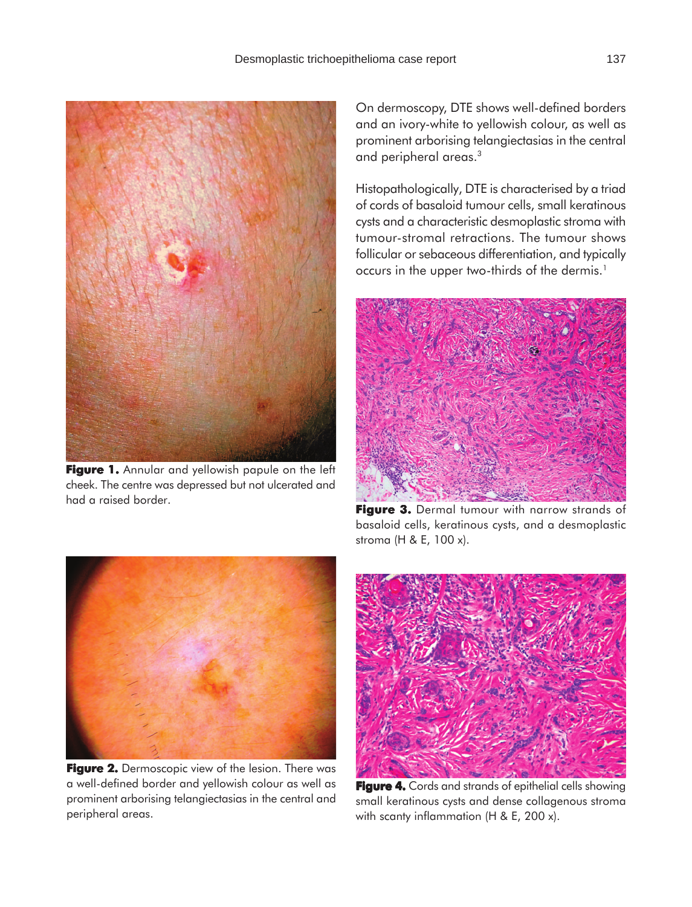Figure 1. Annular and yellowish papule on the left cheek. The centre was depressed but not ulcerated and had a raised border.

Figure 2. Dermoscopic view of the lesion. There was a well-defined border and yellowish colour as well as prominent arborising telangiectasias in the central and peripheral areas.

On dermoscopy, DTE shows well-defined borders and an ivory-white to yellowish colour, as well as prominent arborising telangiectasias in the central and peripheral areas.[3]

Histopathologically, DTE is characterised by a triad of cords of basaloid tumour cells, small keratinous cysts and a characteristic desmoplastic stroma with tumour-stromal retractions. The tumour shows follicular or sebaceous differentiation, and typically occurs in the upper two-thirds of the dermis.[1]

Figure 3. Dermal tumour with narrow strands of basaloid cells, keratinous cysts, and a desmoplastic stroma (H & E, 100 x).

Figure 4. Cords and strands of epithelial cells showing small keratinous cysts and dense collagenous stroma with scanty inflammation (H & E, 200 x).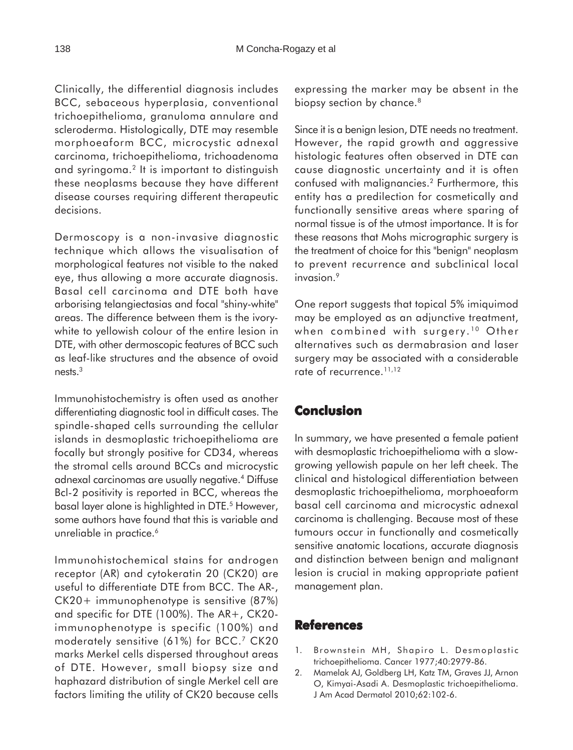Clinically, the differential diagnosis includes BCC, sebaceous hyperplasia, conventional trichoepithelioma, granuloma annulare and scleroderma. Histologically, DTE may resemble morphoeaform BCC, microcystic adnexal carcinoma, trichoepithelioma, trichoadenoma and syringoma.[2] It is important to distinguish these neoplasms because they have different disease courses requiring different therapeutic decisions.

Dermoscopy is a non-invasive diagnostic technique which allows the visualisation of morphological features not visible to the naked eye, thus allowing a more accurate diagnosis. Basal cell carcinoma and DTE both have arborising telangiectasias and focal "shiny-white" areas. The difference between them is the ivory-white to yellowish colour of the entire lesion in DTE, with other dermoscopic features of BCC such as leaf-like structures and the absence of ovoid nests.[3]

Immunohistochemistry is often used as another differentiating diagnostic tool in difficult cases. The spindle-shaped cells surrounding the cellular islands in desmoplastic trichoepithelioma are focally but strongly positive for CD34, whereas the stromal cells around BCCs and microcystic adnexal carcinomas are usually negative.[4] Diffuse Bcl-2 positivity is reported in BCC, whereas the basal layer alone is highlighted in DTE.[5] However, some authors have found that this is variable and unreliable in practice.[6]

Immunohistochemical stains for androgen receptor (AR) and cytokeratin 20 (CK20) are useful to differentiate DTE from BCC. The AR-, CK20+ immunophenotype is sensitive (87%) and specific for DTE (100%). The AR+, CK20- immunophenotype is specific (100%) and moderately sensitive (61%) for BCC.[7] CK20 marks Merkel cells dispersed throughout areas of DTE. However, small biopsy size and haphazard distribution of single Merkel cell are factors limiting the utility of CK20 because cells expressing the marker may be absent in the biopsy section by chance.[8]

Since it is a benign lesion, DTE needs no treatment. However, the rapid growth and aggressive histologic features often observed in DTE can cause diagnostic uncertainty and it is often confused with malignancies.[2] Furthermore, this entity has a predilection for cosmetically and functionally sensitive areas where sparing of normal tissue is of the utmost importance. It is for these reasons that Mohs micrographic surgery is the treatment of choice for this "benign" neoplasm to prevent recurrence and subclinical local invasion.[9]

One report suggests that topical 5% imiquimod may be employed as an adjunctive treatment, when combined with surgery.[10] Other alternatives such as dermabrasion and laser surgery may be associated with a considerable rate of recurrence.[11,12]

## Conclusion

In summary, we have presented a female patient with desmoplastic trichoepithelioma with a slow-growing yellowish papule on her left cheek. The clinical and histological differentiation between desmoplastic trichoepithelioma, morphoeaform basal cell carcinoma and microcystic adnexal carcinoma is challenging. Because most of these tumours occur in functionally and cosmetically sensitive anatomic locations, accurate diagnosis and distinction between benign and malignant lesion is crucial in making appropriate patient management plan.

## References

1. Brownstein MH, Shapiro L. Desmoplastic trichoepithelioma. Cancer 1977;40:2979-86.
2. Mamelak AJ, Goldberg LH, Katz TM, Graves JJ, Arnon O, Kimyai-Asadi A. Desmoplastic trichoepithelioma. J Am Acad Dermatol 2010;62:102-6.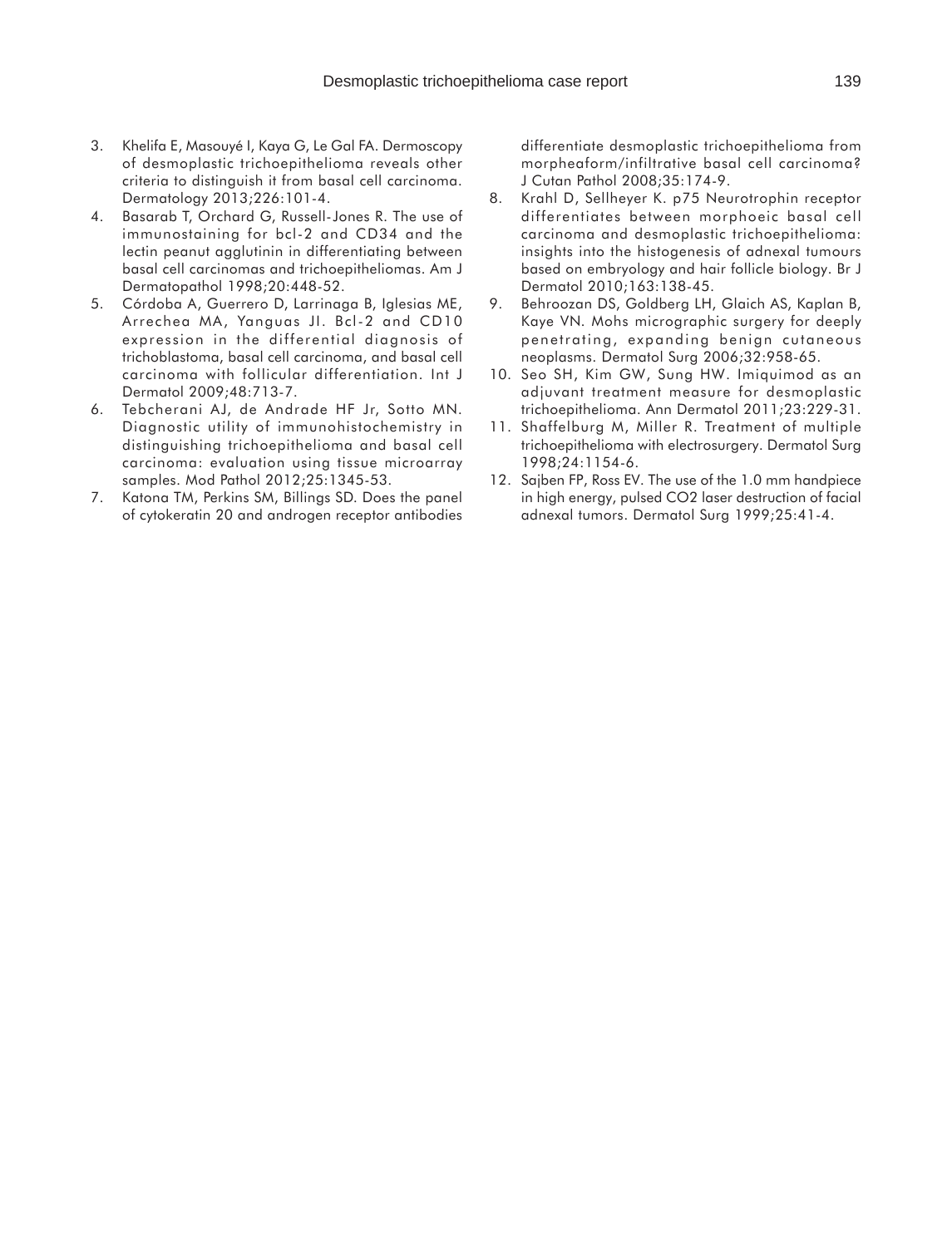3. Khelifa E, Masouyé I, Kaya G, Le Gal FA. Dermoscopy of desmoplastic trichoepithelioma reveals other criteria to distinguish it from basal cell carcinoma. Dermatology 2013;226:101-4.
4. Basarab T, Orchard G, Russell-Jones R. The use of immunostaining for bcl-2 and CD34 and the lectin peanut agglutinin in differentiating between basal cell carcinomas and trichoepitheliomas. Am J Dermatopathol 1998;20:448-52.
5. Córdoba A, Guerrero D, Larrinaga B, Iglesias ME, Arrechea MA, Yanguas JI. Bcl-2 and CD10 expression in the differential diagnosis of trichoblastoma, basal cell carcinoma, and basal cell carcinoma with follicular differentiation. Int J Dermatol 2009;48:713-7.
6. Tebcherani AJ, de Andrade HF Jr, Sotto MN. Diagnostic utility of immunohistochemistry in distinguishing trichoepithelioma and basal cell carcinoma: evaluation using tissue microarray samples. Mod Pathol 2012;25:1345-53.
7. Katona TM, Perkins SM, Billings SD. Does the panel of cytokeratin 20 and androgen receptor antibodies differentiate desmoplastic trichoepithelioma from morpheaform/infiltrative basal cell carcinoma? J Cutan Pathol 2008;35:174-9.
8. Krahl D, Sellheyer K. p75 Neurotrophin receptor differentiates between morphoeic basal cell carcinoma and desmoplastic trichoepithelioma: insights into the histogenesis of adnexal tumours based on embryology and hair follicle biology. Br J Dermatol 2010;163:138-45.
9. Behroozan DS, Goldberg LH, Glaich AS, Kaplan B, Kaye VN. Mohs micrographic surgery for deeply penetrating, expanding benign cutaneous neoplasms. Dermatol Surg 2006;32:958-65.
10. Seo SH, Kim GW, Sung HW. Imiquimod as an adjuvant treatment measure for desmoplastic trichoepithelioma. Ann Dermatol 2011;23:229-31.
11. Shaffelburg M, Miller R. Treatment of multiple trichoepithelioma with electrosurgery. Dermatol Surg 1998;24:1154-6.
12. Sajben FP, Ross EV. The use of the 1.0 mm handpiece in high energy, pulsed CO2 laser destruction of facial adnexal tumors. Dermatol Surg 1999;25:41-4.